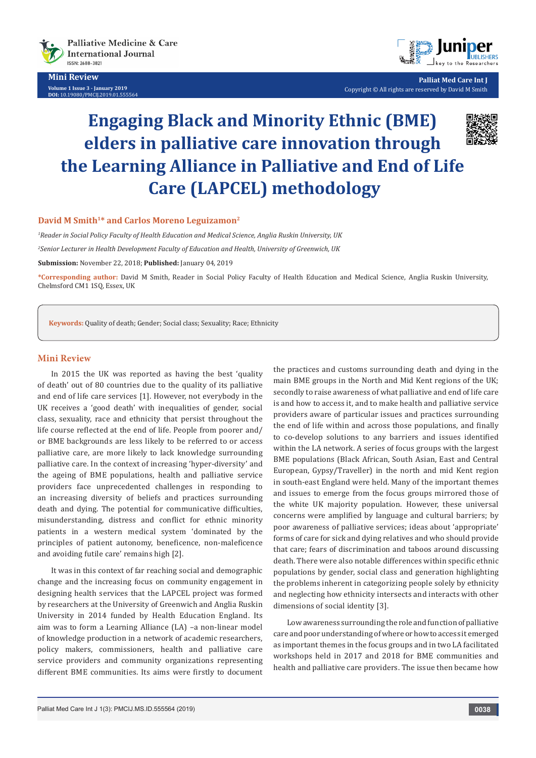Mini Review

# Engaging Black and Minority Ethnic (BME) elders in palliative care innovation through the Learning Alliance in Palliative and End of Life Care (LAPCEL) methodology

**David M Smith[1]* and Carlos Moreno Leguizamon[2]**

*[1]Reader in Social Policy Faculty of Health Education and Medical Science, Anglia Ruskin University, UK*

*[2]Senior Lecturer in Health Development Faculty of Education and Health, University of Greenwich, UK*

**Submission:** November 22, 2018; **Published:** January 04, 2019

***Corresponding author:** David M Smith, Reader in Social Policy Faculty of Health Education and Medical Science, Anglia Ruskin University, Chelmsford CM1 1SQ, Essex, UK

**Keywords:** Quality of death; Gender; Social class; Sexuality; Race; Ethnicity

## Mini Review

In 2015 the UK was reported as having the best 'quality of death' out of 80 countries due to the quality of its palliative and end of life care services [1]. However, not everybody in the UK receives a 'good death' with inequalities of gender, social class, sexuality, race and ethnicity that persist throughout the life course reflected at the end of life. People from poorer and/ or BME backgrounds are less likely to be referred to or access palliative care, are more likely to lack knowledge surrounding palliative care. In the context of increasing 'hyper-diversity' and the ageing of BME populations, health and palliative service providers face unprecedented challenges in responding to an increasing diversity of beliefs and practices surrounding death and dying. The potential for communicative difficulties, misunderstanding, distress and conflict for ethnic minority patients in a western medical system 'dominated by the principles of patient autonomy, beneficence, non-maleficence and avoiding futile care' remains high [2].

It was in this context of far reaching social and demographic change and the increasing focus on community engagement in designing health services that the LAPCEL project was formed by researchers at the University of Greenwich and Anglia Ruskin University in 2014 funded by Health Education England. Its aim was to form a Learning Alliance (LA) –a non-linear model of knowledge production in a network of academic researchers, policy makers, commissioners, health and palliative care service providers and community organizations representing different BME communities. Its aims were firstly to document the practices and customs surrounding death and dying in the main BME groups in the North and Mid Kent regions of the UK; secondly to raise awareness of what palliative and end of life care is and how to access it, and to make health and palliative service providers aware of particular issues and practices surrounding the end of life within and across those populations, and finally to co-develop solutions to any barriers and issues identified within the LA network. A series of focus groups with the largest BME populations (Black African, South Asian, East and Central European, Gypsy/Traveller) in the north and mid Kent region in south-east England were held. Many of the important themes and issues to emerge from the focus groups mirrored those of the white UK majority population. However, these universal concerns were amplified by language and cultural barriers; by poor awareness of palliative services; ideas about 'appropriate' forms of care for sick and dying relatives and who should provide that care; fears of discrimination and taboos around discussing death. There were also notable differences within specific ethnic populations by gender, social class and generation highlighting the problems inherent in categorizing people solely by ethnicity and neglecting how ethnicity intersects and interacts with other dimensions of social identity [3].

Low awareness surrounding the role and function of palliative care and poor understanding of where or how to access it emerged as important themes in the focus groups and in two LA facilitated workshops held in 2017 and 2018 for BME communities and health and palliative care providers. The issue then became how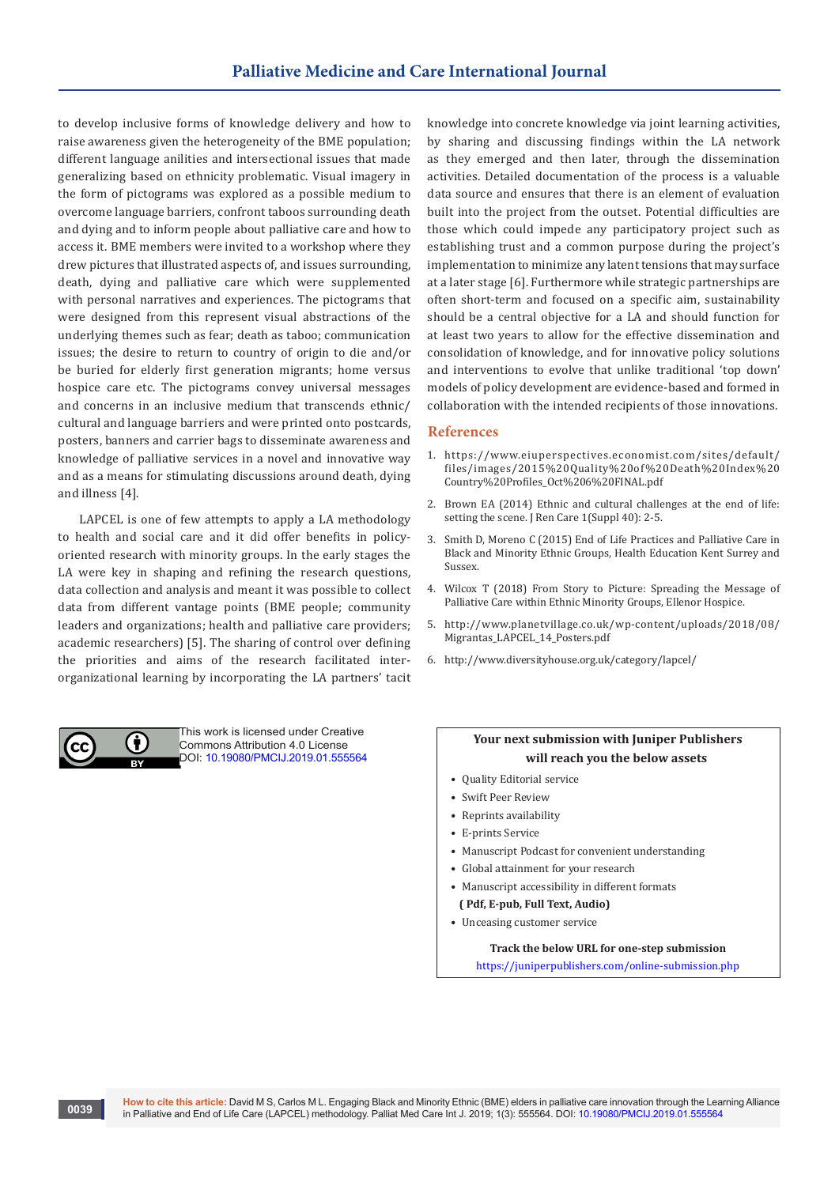to develop inclusive forms of knowledge delivery and how to raise awareness given the heterogeneity of the BME population; different language anilities and intersectional issues that made generalizing based on ethnicity problematic. Visual imagery in the form of pictograms was explored as a possible medium to overcome language barriers, confront taboos surrounding death and dying and to inform people about palliative care and how to access it. BME members were invited to a workshop where they drew pictures that illustrated aspects of, and issues surrounding, death, dying and palliative care which were supplemented with personal narratives and experiences. The pictograms that were designed from this represent visual abstractions of the underlying themes such as fear; death as taboo; communication issues; the desire to return to country of origin to die and/or be buried for elderly first generation migrants; home versus hospice care etc. The pictograms convey universal messages and concerns in an inclusive medium that transcends ethnic/cultural and language barriers and were printed onto postcards, posters, banners and carrier bags to disseminate awareness and knowledge of palliative services in a novel and innovative way and as a means for stimulating discussions around death, dying and illness [4].

LAPCEL is one of few attempts to apply a LA methodology to health and social care and it did offer benefits in policy-oriented research with minority groups. In the early stages the LA were key in shaping and refining the research questions, data collection and analysis and meant it was possible to collect data from different vantage points (BME people; community leaders and organizations; health and palliative care providers; academic researchers) [5]. The sharing of control over defining the priorities and aims of the research facilitated inter-organizational learning by incorporating the LA partners' tacit knowledge into concrete knowledge via joint learning activities, by sharing and discussing findings within the LA network as they emerged and then later, through the dissemination activities. Detailed documentation of the process is a valuable data source and ensures that there is an element of evaluation built into the project from the outset. Potential difficulties are those which could impede any participatory project such as establishing trust and a common purpose during the project's implementation to minimize any latent tensions that may surface at a later stage [6]. Furthermore while strategic partnerships are often short-term and focused on a specific aim, sustainability should be a central objective for a LA and should function for at least two years to allow for the effective dissemination and consolidation of knowledge, and for innovative policy solutions and interventions to evolve that unlike traditional 'top down' models of policy development are evidence-based and formed in collaboration with the intended recipients of those innovations.

## References

1. https://www.eiuperspectives.economist.com/sites/default/files/images/2015%20Quality%20of%20Death%20Index%20Country%20Profiles_Oct%206%20FINAL.pdf
2. Brown EA (2014) Ethnic and cultural challenges at the end of life: setting the scene. J Ren Care 1(Suppl 40): 2-5.
3. Smith D, Moreno C (2015) End of Life Practices and Palliative Care in Black and Minority Ethnic Groups, Health Education Kent Surrey and Sussex.
4. Wilcox T (2018) From Story to Picture: Spreading the Message of Palliative Care within Ethnic Minority Groups, Ellenor Hospice.
5. http://www.planetvillage.co.uk/wp-content/uploads/2018/08/Migrantas_LAPCEL_14_Posters.pdf
6. http://www.diversityhouse.org.uk/category/lapcel/

This work is licensed under Creative Commons Attribution 4.0 License
DOI: 10.19080/PMCIJ.2019.01.555564

**Your next submission with Juniper Publishers will reach you the below assets**

- Quality Editorial service
- Swift Peer Review
- Reprints availability
- E-prints Service
- Manuscript Podcast for convenient understanding
- Global attainment for your research
- Manuscript accessibility in different formats
  **( Pdf, E-pub, Full Text, Audio)**
- Unceasing customer service

**Track the below URL for one-step submission**
https://juniperpublishers.com/online-submission.php

**How to cite this article:** David M S, Carlos M L. Engaging Black and Minority Ethnic (BME) elders in palliative care innovation through the Learning Alliance in Palliative and End of Life Care (LAPCEL) methodology. Palliat Med Care Int J. 2019; 1(3): 555564. DOI: 10.19080/PMCIJ.2019.01.555564